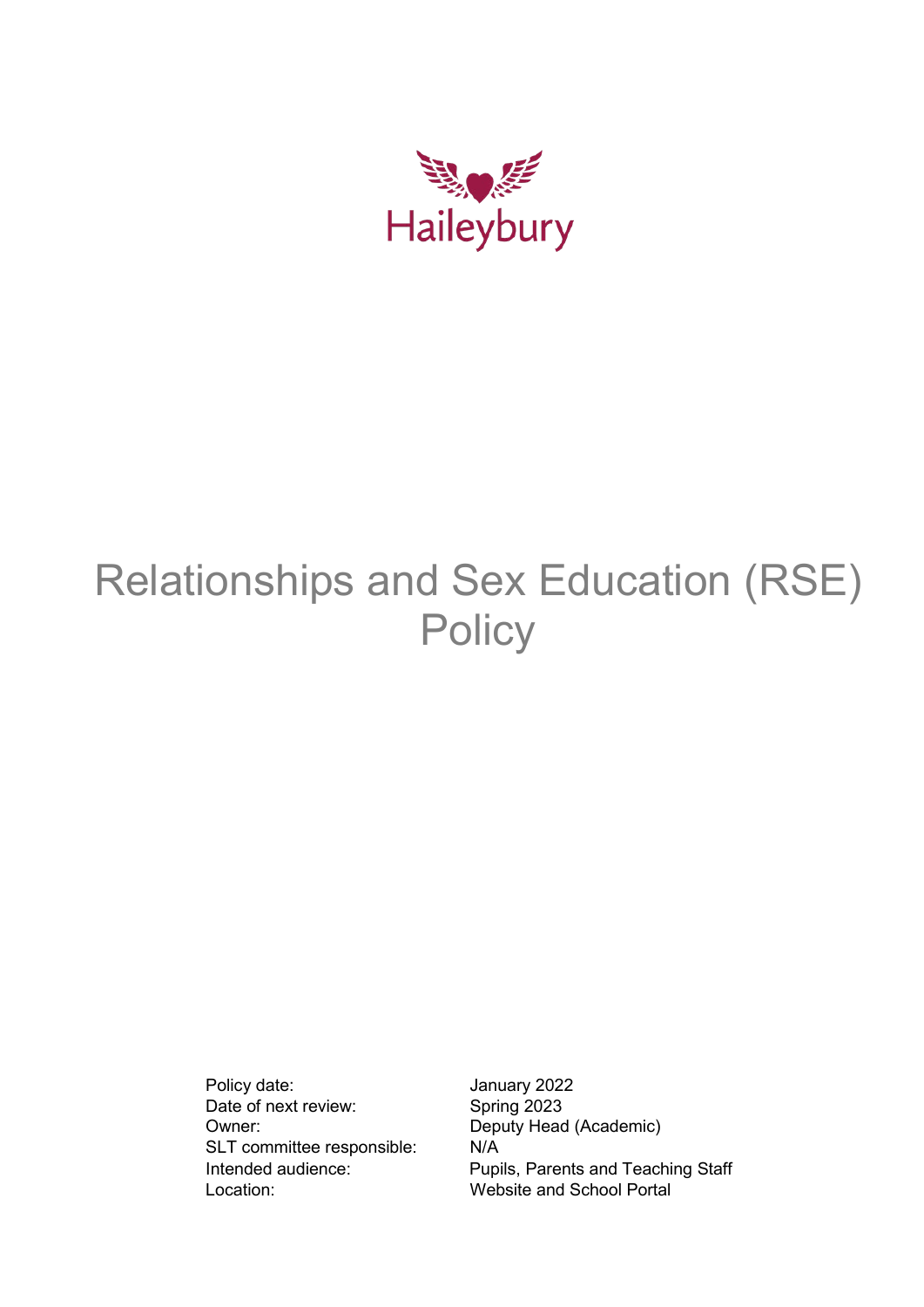Haileybury

# Relationships and Sex Education (RSE) Policy

| | |
|---|---|
| Policy date: | January 2022 |
| Date of next review: | Spring 2023 |
| Owner: | Deputy Head (Academic) |
| SLT committee responsible: | N/A |
| Intended audience: | Pupils, Parents and Teaching Staff |
| Location: | Website and School Portal |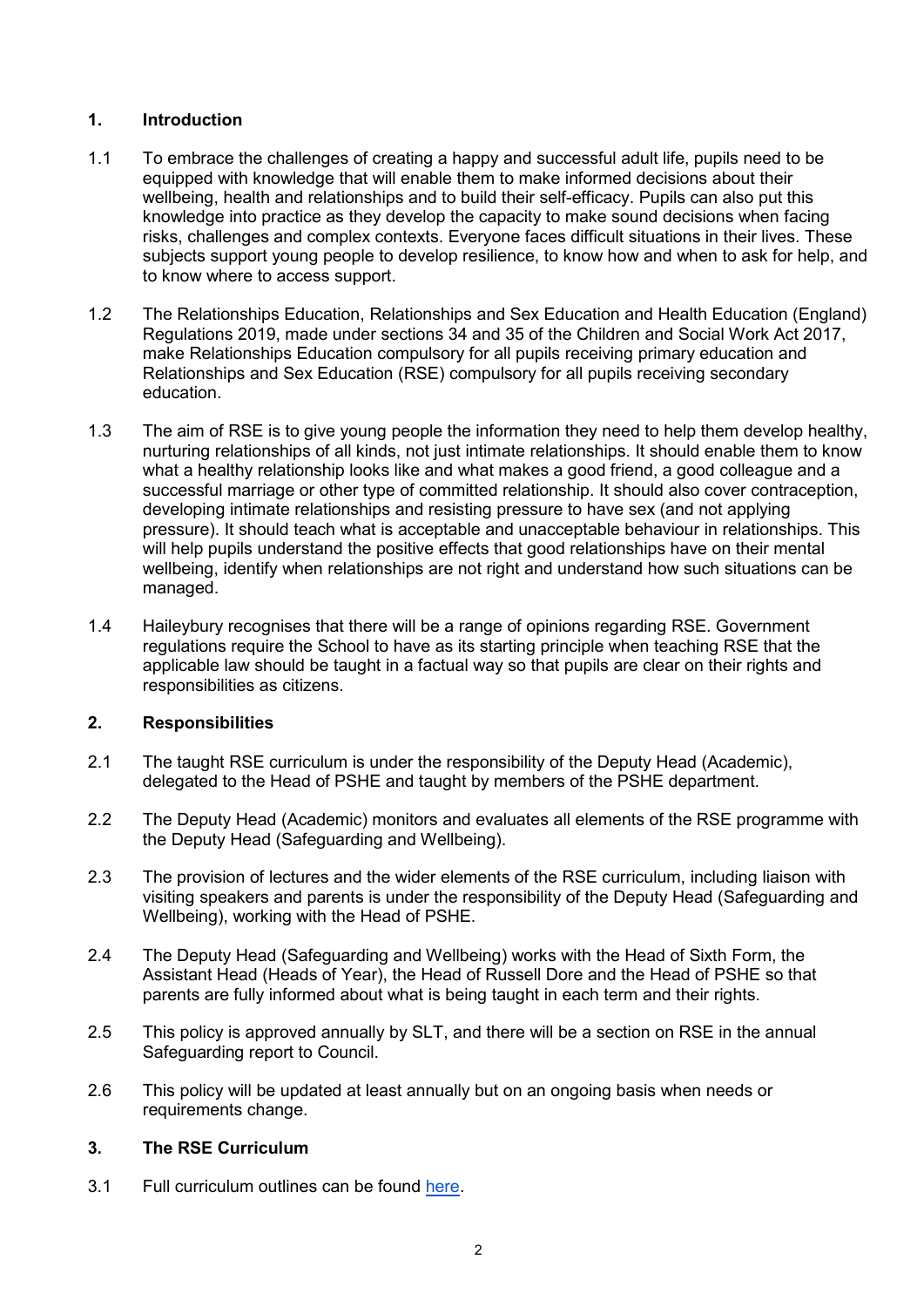## 1. Introduction

1.1 To embrace the challenges of creating a happy and successful adult life, pupils need to be equipped with knowledge that will enable them to make informed decisions about their wellbeing, health and relationships and to build their self-efficacy. Pupils can also put this knowledge into practice as they develop the capacity to make sound decisions when facing risks, challenges and complex contexts. Everyone faces difficult situations in their lives. These subjects support young people to develop resilience, to know how and when to ask for help, and to know where to access support.

1.2 The Relationships Education, Relationships and Sex Education and Health Education (England) Regulations 2019, made under sections 34 and 35 of the Children and Social Work Act 2017, make Relationships Education compulsory for all pupils receiving primary education and Relationships and Sex Education (RSE) compulsory for all pupils receiving secondary education.

1.3 The aim of RSE is to give young people the information they need to help them develop healthy, nurturing relationships of all kinds, not just intimate relationships. It should enable them to know what a healthy relationship looks like and what makes a good friend, a good colleague and a successful marriage or other type of committed relationship. It should also cover contraception, developing intimate relationships and resisting pressure to have sex (and not applying pressure). It should teach what is acceptable and unacceptable behaviour in relationships. This will help pupils understand the positive effects that good relationships have on their mental wellbeing, identify when relationships are not right and understand how such situations can be managed.

1.4 Haileybury recognises that there will be a range of opinions regarding RSE. Government regulations require the School to have as its starting principle when teaching RSE that the applicable law should be taught in a factual way so that pupils are clear on their rights and responsibilities as citizens.

## 2. Responsibilities

2.1 The taught RSE curriculum is under the responsibility of the Deputy Head (Academic), delegated to the Head of PSHE and taught by members of the PSHE department.

2.2 The Deputy Head (Academic) monitors and evaluates all elements of the RSE programme with the Deputy Head (Safeguarding and Wellbeing).

2.3 The provision of lectures and the wider elements of the RSE curriculum, including liaison with visiting speakers and parents is under the responsibility of the Deputy Head (Safeguarding and Wellbeing), working with the Head of PSHE.

2.4 The Deputy Head (Safeguarding and Wellbeing) works with the Head of Sixth Form, the Assistant Head (Heads of Year), the Head of Russell Dore and the Head of PSHE so that parents are fully informed about what is being taught in each term and their rights.

2.5 This policy is approved annually by SLT, and there will be a section on RSE in the annual Safeguarding report to Council.

2.6 This policy will be updated at least annually but on an ongoing basis when needs or requirements change.

## 3. The RSE Curriculum

3.1 Full curriculum outlines can be found here.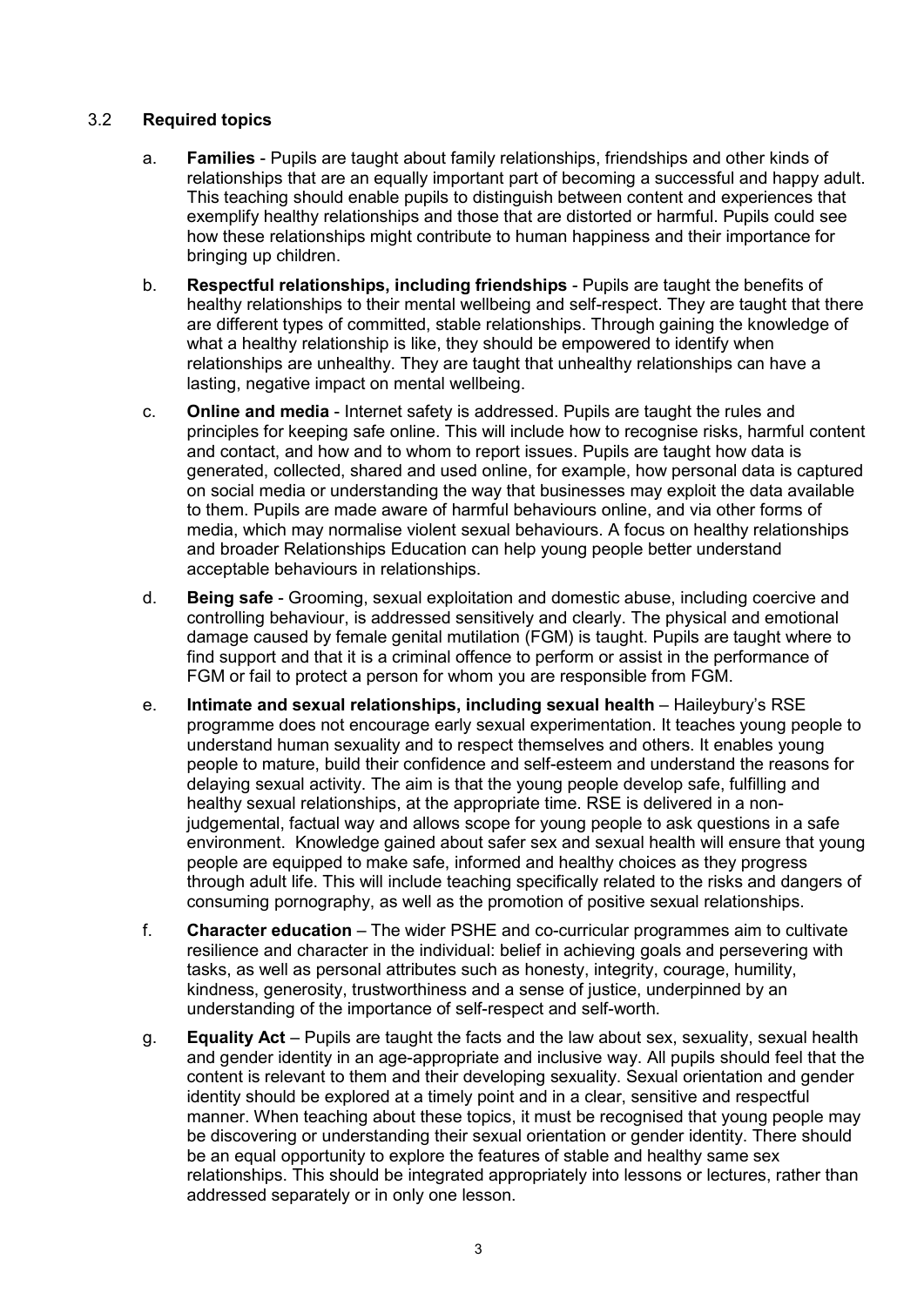### 3.2 **Required topics**

a. **Families** - Pupils are taught about family relationships, friendships and other kinds of relationships that are an equally important part of becoming a successful and happy adult. This teaching should enable pupils to distinguish between content and experiences that exemplify healthy relationships and those that are distorted or harmful. Pupils could see how these relationships might contribute to human happiness and their importance for bringing up children.

b. **Respectful relationships, including friendships** - Pupils are taught the benefits of healthy relationships to their mental wellbeing and self-respect. They are taught that there are different types of committed, stable relationships. Through gaining the knowledge of what a healthy relationship is like, they should be empowered to identify when relationships are unhealthy. They are taught that unhealthy relationships can have a lasting, negative impact on mental wellbeing.

c. **Online and media** - Internet safety is addressed. Pupils are taught the rules and principles for keeping safe online. This will include how to recognise risks, harmful content and contact, and how and to whom to report issues. Pupils are taught how data is generated, collected, shared and used online, for example, how personal data is captured on social media or understanding the way that businesses may exploit the data available to them. Pupils are made aware of harmful behaviours online, and via other forms of media, which may normalise violent sexual behaviours. A focus on healthy relationships and broader Relationships Education can help young people better understand acceptable behaviours in relationships.

d. **Being safe** - Grooming, sexual exploitation and domestic abuse, including coercive and controlling behaviour, is addressed sensitively and clearly. The physical and emotional damage caused by female genital mutilation (FGM) is taught. Pupils are taught where to find support and that it is a criminal offence to perform or assist in the performance of FGM or fail to protect a person for whom you are responsible from FGM.

e. **Intimate and sexual relationships, including sexual health** – Haileybury's RSE programme does not encourage early sexual experimentation. It teaches young people to understand human sexuality and to respect themselves and others. It enables young people to mature, build their confidence and self-esteem and understand the reasons for delaying sexual activity. The aim is that the young people develop safe, fulfilling and healthy sexual relationships, at the appropriate time. RSE is delivered in a non-judgemental, factual way and allows scope for young people to ask questions in a safe environment. Knowledge gained about safer sex and sexual health will ensure that young people are equipped to make safe, informed and healthy choices as they progress through adult life. This will include teaching specifically related to the risks and dangers of consuming pornography, as well as the promotion of positive sexual relationships.

f. **Character education** – The wider PSHE and co-curricular programmes aim to cultivate resilience and character in the individual: belief in achieving goals and persevering with tasks, as well as personal attributes such as honesty, integrity, courage, humility, kindness, generosity, trustworthiness and a sense of justice, underpinned by an understanding of the importance of self-respect and self-worth.

g. **Equality Act** – Pupils are taught the facts and the law about sex, sexuality, sexual health and gender identity in an age-appropriate and inclusive way. All pupils should feel that the content is relevant to them and their developing sexuality. Sexual orientation and gender identity should be explored at a timely point and in a clear, sensitive and respectful manner. When teaching about these topics, it must be recognised that young people may be discovering or understanding their sexual orientation or gender identity. There should be an equal opportunity to explore the features of stable and healthy same sex relationships. This should be integrated appropriately into lessons or lectures, rather than addressed separately or in only one lesson.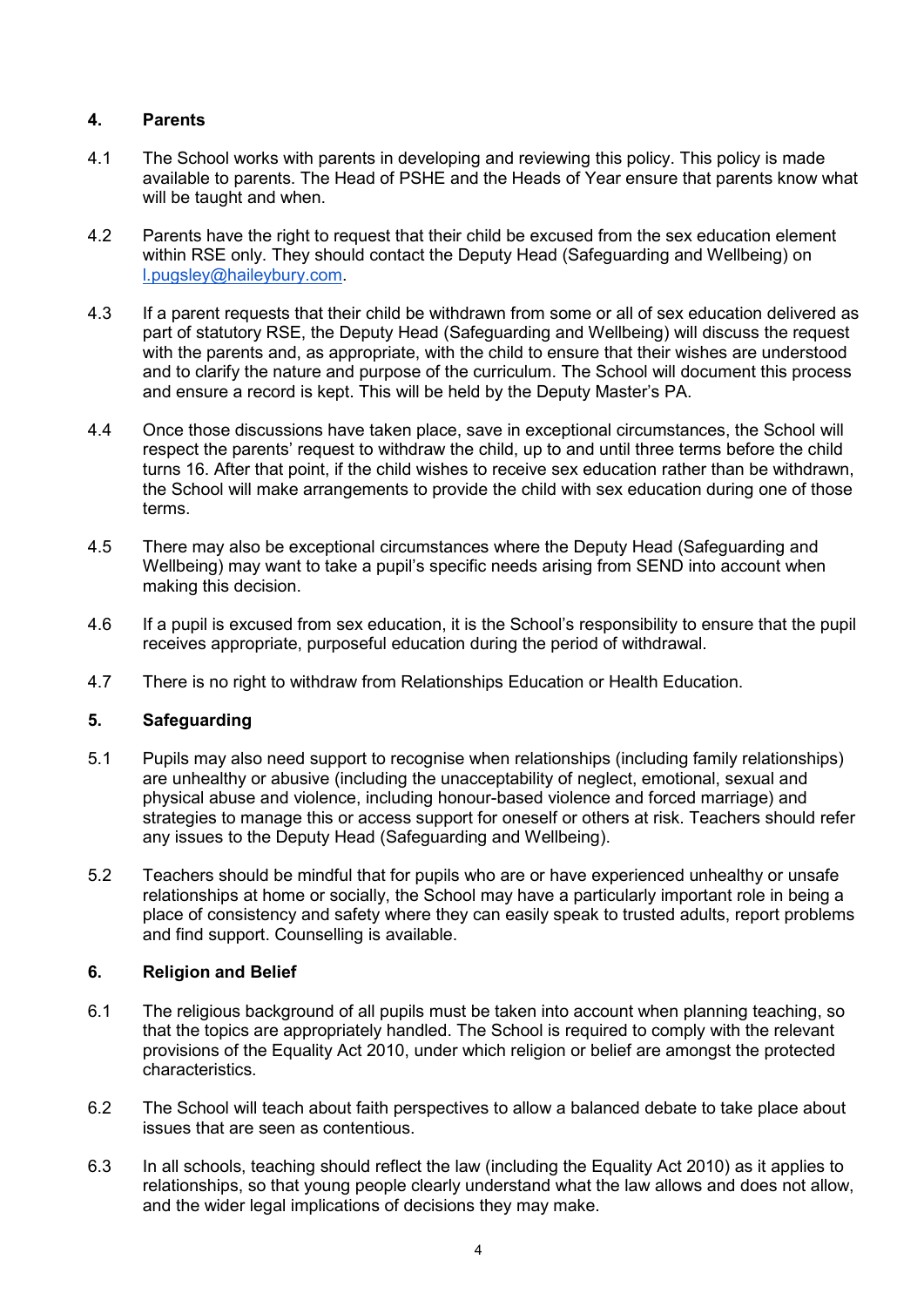## 4. Parents

4.1 The School works with parents in developing and reviewing this policy. This policy is made available to parents. The Head of PSHE and the Heads of Year ensure that parents know what will be taught and when.

4.2 Parents have the right to request that their child be excused from the sex education element within RSE only. They should contact the Deputy Head (Safeguarding and Wellbeing) on l.pugsley@haileybury.com.

4.3 If a parent requests that their child be withdrawn from some or all of sex education delivered as part of statutory RSE, the Deputy Head (Safeguarding and Wellbeing) will discuss the request with the parents and, as appropriate, with the child to ensure that their wishes are understood and to clarify the nature and purpose of the curriculum. The School will document this process and ensure a record is kept. This will be held by the Deputy Master's PA.

4.4 Once those discussions have taken place, save in exceptional circumstances, the School will respect the parents' request to withdraw the child, up to and until three terms before the child turns 16. After that point, if the child wishes to receive sex education rather than be withdrawn, the School will make arrangements to provide the child with sex education during one of those terms.

4.5 There may also be exceptional circumstances where the Deputy Head (Safeguarding and Wellbeing) may want to take a pupil's specific needs arising from SEND into account when making this decision.

4.6 If a pupil is excused from sex education, it is the School's responsibility to ensure that the pupil receives appropriate, purposeful education during the period of withdrawal.

4.7 There is no right to withdraw from Relationships Education or Health Education.

## 5. Safeguarding

5.1 Pupils may also need support to recognise when relationships (including family relationships) are unhealthy or abusive (including the unacceptability of neglect, emotional, sexual and physical abuse and violence, including honour-based violence and forced marriage) and strategies to manage this or access support for oneself or others at risk. Teachers should refer any issues to the Deputy Head (Safeguarding and Wellbeing).

5.2 Teachers should be mindful that for pupils who are or have experienced unhealthy or unsafe relationships at home or socially, the School may have a particularly important role in being a place of consistency and safety where they can easily speak to trusted adults, report problems and find support. Counselling is available.

## 6. Religion and Belief

6.1 The religious background of all pupils must be taken into account when planning teaching, so that the topics are appropriately handled. The School is required to comply with the relevant provisions of the Equality Act 2010, under which religion or belief are amongst the protected characteristics.

6.2 The School will teach about faith perspectives to allow a balanced debate to take place about issues that are seen as contentious.

6.3 In all schools, teaching should reflect the law (including the Equality Act 2010) as it applies to relationships, so that young people clearly understand what the law allows and does not allow, and the wider legal implications of decisions they may make.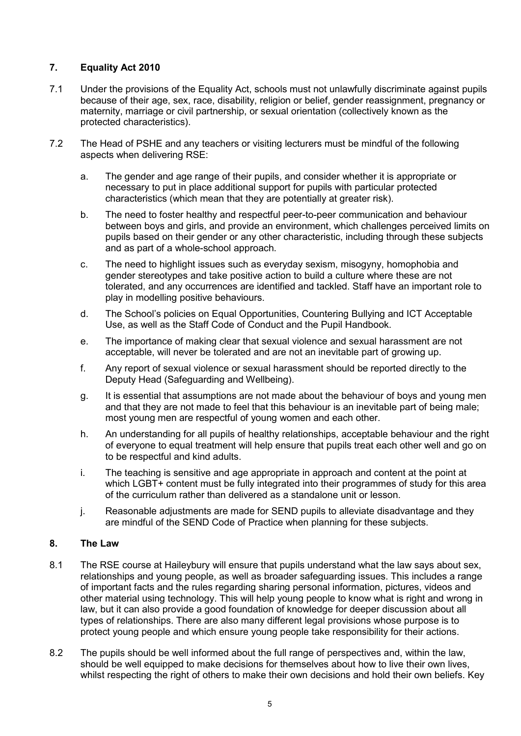## 7. Equality Act 2010

7.1 Under the provisions of the Equality Act, schools must not unlawfully discriminate against pupils because of their age, sex, race, disability, religion or belief, gender reassignment, pregnancy or maternity, marriage or civil partnership, or sexual orientation (collectively known as the protected characteristics).

7.2 The Head of PSHE and any teachers or visiting lecturers must be mindful of the following aspects when delivering RSE:

a. The gender and age range of their pupils, and consider whether it is appropriate or necessary to put in place additional support for pupils with particular protected characteristics (which mean that they are potentially at greater risk).

b. The need to foster healthy and respectful peer-to-peer communication and behaviour between boys and girls, and provide an environment, which challenges perceived limits on pupils based on their gender or any other characteristic, including through these subjects and as part of a whole-school approach.

c. The need to highlight issues such as everyday sexism, misogyny, homophobia and gender stereotypes and take positive action to build a culture where these are not tolerated, and any occurrences are identified and tackled. Staff have an important role to play in modelling positive behaviours.

d. The School's policies on Equal Opportunities, Countering Bullying and ICT Acceptable Use, as well as the Staff Code of Conduct and the Pupil Handbook.

e. The importance of making clear that sexual violence and sexual harassment are not acceptable, will never be tolerated and are not an inevitable part of growing up.

f. Any report of sexual violence or sexual harassment should be reported directly to the Deputy Head (Safeguarding and Wellbeing).

g. It is essential that assumptions are not made about the behaviour of boys and young men and that they are not made to feel that this behaviour is an inevitable part of being male; most young men are respectful of young women and each other.

h. An understanding for all pupils of healthy relationships, acceptable behaviour and the right of everyone to equal treatment will help ensure that pupils treat each other well and go on to be respectful and kind adults.

i. The teaching is sensitive and age appropriate in approach and content at the point at which LGBT+ content must be fully integrated into their programmes of study for this area of the curriculum rather than delivered as a standalone unit or lesson.

j. Reasonable adjustments are made for SEND pupils to alleviate disadvantage and they are mindful of the SEND Code of Practice when planning for these subjects.

## 8. The Law

8.1 The RSE course at Haileybury will ensure that pupils understand what the law says about sex, relationships and young people, as well as broader safeguarding issues. This includes a range of important facts and the rules regarding sharing personal information, pictures, videos and other material using technology. This will help young people to know what is right and wrong in law, but it can also provide a good foundation of knowledge for deeper discussion about all types of relationships. There are also many different legal provisions whose purpose is to protect young people and which ensure young people take responsibility for their actions.

8.2 The pupils should be well informed about the full range of perspectives and, within the law, should be well equipped to make decisions for themselves about how to live their own lives, whilst respecting the right of others to make their own decisions and hold their own beliefs. Key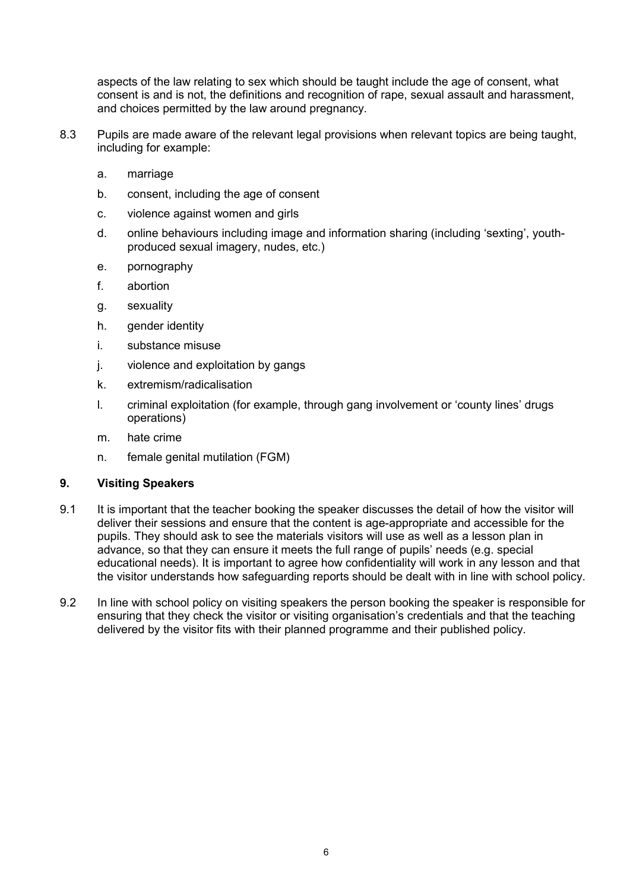aspects of the law relating to sex which should be taught include the age of consent, what consent is and is not, the definitions and recognition of rape, sexual assault and harassment, and choices permitted by the law around pregnancy.

8.3 Pupils are made aware of the relevant legal provisions when relevant topics are being taught, including for example:

a. marriage

b. consent, including the age of consent

c. violence against women and girls

d. online behaviours including image and information sharing (including 'sexting', youth-produced sexual imagery, nudes, etc.)

e. pornography

f. abortion

g. sexuality

h. gender identity

i. substance misuse

j. violence and exploitation by gangs

k. extremism/radicalisation

l. criminal exploitation (for example, through gang involvement or 'county lines' drugs operations)

m. hate crime

n. female genital mutilation (FGM)

## 9. Visiting Speakers

9.1 It is important that the teacher booking the speaker discusses the detail of how the visitor will deliver their sessions and ensure that the content is age-appropriate and accessible for the pupils. They should ask to see the materials visitors will use as well as a lesson plan in advance, so that they can ensure it meets the full range of pupils' needs (e.g. special educational needs). It is important to agree how confidentiality will work in any lesson and that the visitor understands how safeguarding reports should be dealt with in line with school policy.

9.2 In line with school policy on visiting speakers the person booking the speaker is responsible for ensuring that they check the visitor or visiting organisation's credentials and that the teaching delivered by the visitor fits with their planned programme and their published policy.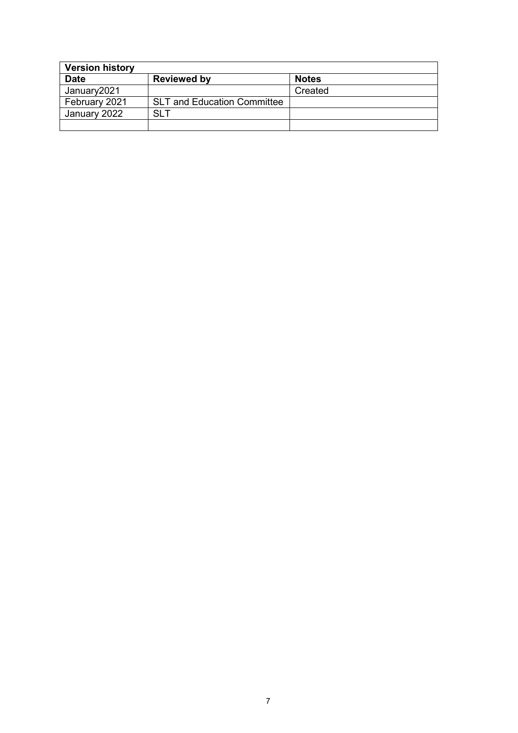| Version history | | |
|---|---|---|
| **Date** | **Reviewed by** | **Notes** |
| January2021 | | Created |
| February 2021 | SLT and Education Committee | |
| January 2022 | SLT | |
| | | |